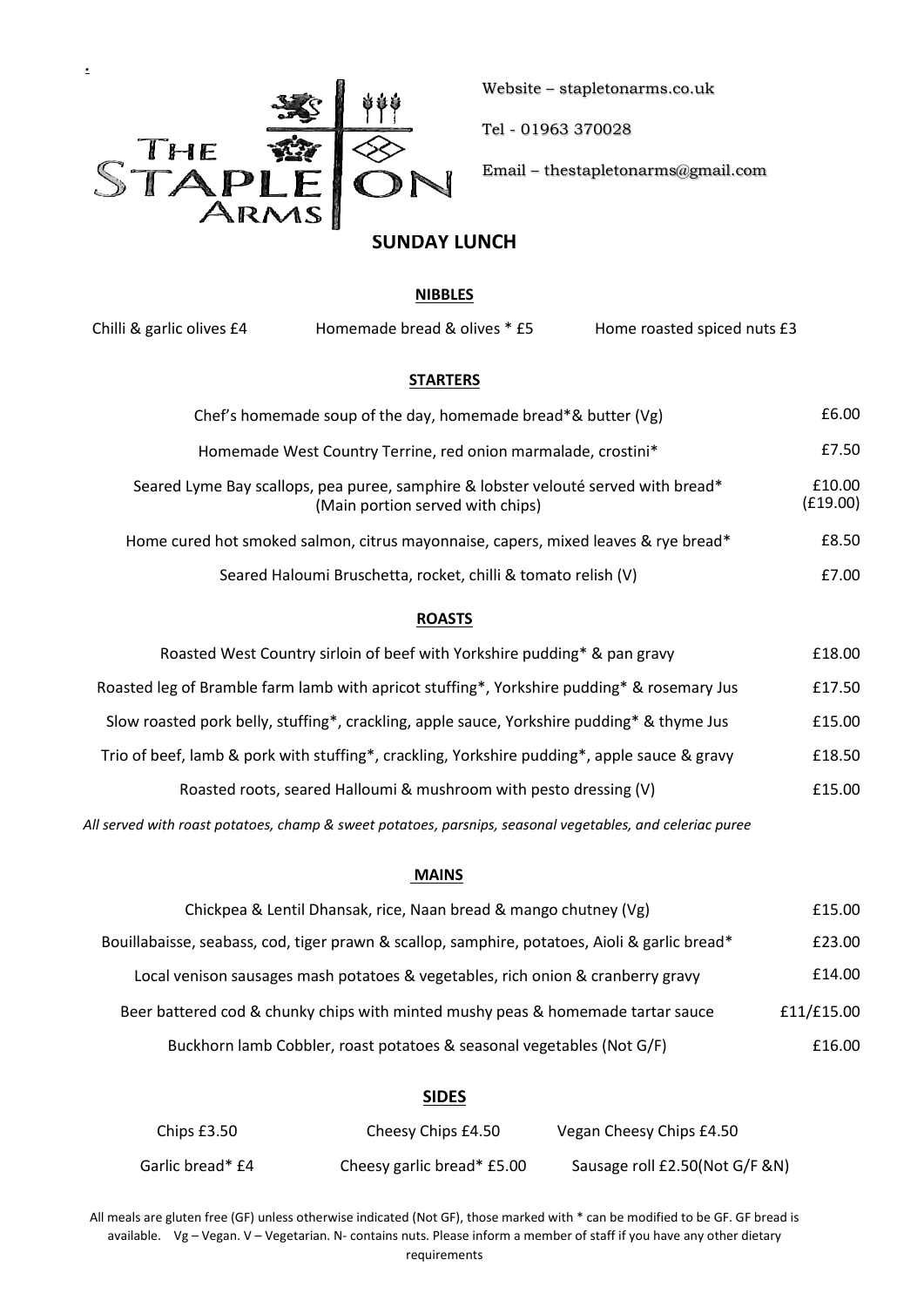The Stapleton Arms

Website – stapletonarms.co.uk

Tel - 01963 370028

Email – thestapletonarms@gmail.com

# SUNDAY LUNCH

## NIBBLES

Chilli & garlic olives £4 | Homemade bread & olives * £5 | Home roasted spiced nuts £3

## STARTERS

| Item | Price |
| --- | --- |
| Chef's homemade soup of the day, homemade bread*& butter (Vg) | £6.00 |
| Homemade West Country Terrine, red onion marmalade, crostini* | £7.50 |
| Seared Lyme Bay scallops, pea puree, samphire & lobster velouté served with bread* (Main portion served with chips) | £10.00 (£19.00) |
| Home cured hot smoked salmon, citrus mayonnaise, capers, mixed leaves & rye bread* | £8.50 |
| Seared Haloumi Bruschetta, rocket, chilli & tomato relish (V) | £7.00 |

## ROASTS

| Item | Price |
| --- | --- |
| Roasted West Country sirloin of beef with Yorkshire pudding* & pan gravy | £18.00 |
| Roasted leg of Bramble farm lamb with apricot stuffing*, Yorkshire pudding* & rosemary Jus | £17.50 |
| Slow roasted pork belly, stuffing*, crackling, apple sauce, Yorkshire pudding* & thyme Jus | £15.00 |
| Trio of beef, lamb & pork with stuffing*, crackling, Yorkshire pudding*, apple sauce & gravy | £18.50 |
| Roasted roots, seared Halloumi & mushroom with pesto dressing (V) | £15.00 |

*All served with roast potatoes, champ & sweet potatoes, parsnips, seasonal vegetables, and celeriac puree*

## MAINS

| Item | Price |
| --- | --- |
| Chickpea & Lentil Dhansak, rice, Naan bread & mango chutney (Vg) | £15.00 |
| Bouillabaisse, seabass, cod, tiger prawn & scallop, samphire, potatoes, Aioli & garlic bread* | £23.00 |
| Local venison sausages mash potatoes & vegetables, rich onion & cranberry gravy | £14.00 |
| Beer battered cod & chunky chips with minted mushy peas & homemade tartar sauce | £11/£15.00 |
| Buckhorn lamb Cobbler, roast potatoes & seasonal vegetables (Not G/F) | £16.00 |

## SIDES

| | | |
| --- | --- | --- |
| Chips £3.50 | Cheesy Chips £4.50 | Vegan Cheesy Chips £4.50 |
| Garlic bread* £4 | Cheesy garlic bread* £5.00 | Sausage roll £2.50(Not G/F &N) |

All meals are gluten free (GF) unless otherwise indicated (Not GF), those marked with * can be modified to be GF. GF bread is available. Vg – Vegan. V – Vegetarian. N- contains nuts. Please inform a member of staff if you have any other dietary requirements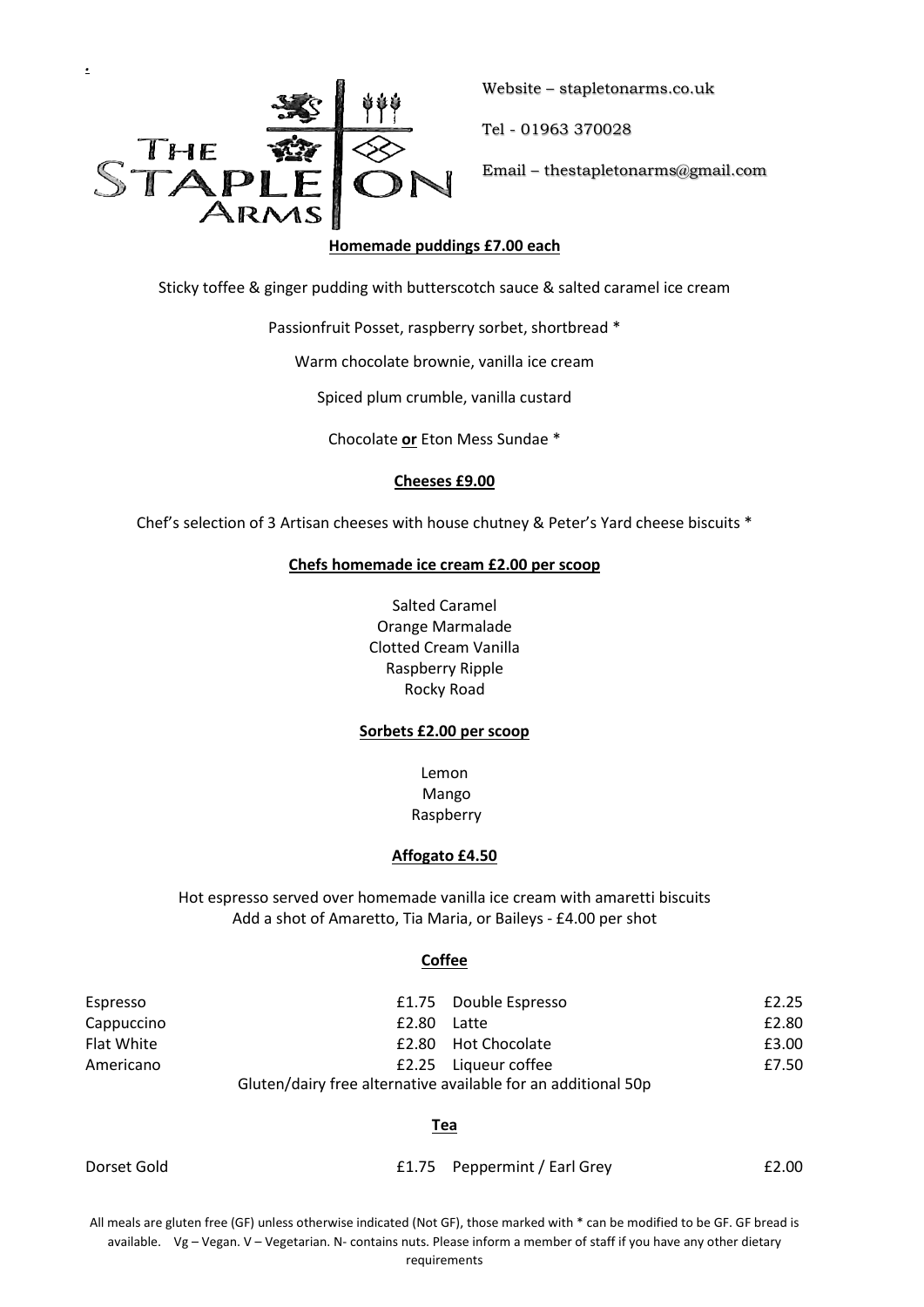.

The Stapleton Arms

Website – stapletonarms.co.uk

Tel - 01963 370028

Email – thestapletonarms@gmail.com

**Homemade puddings £7.00 each**

Sticky toffee & ginger pudding with butterscotch sauce & salted caramel ice cream

Passionfruit Posset, raspberry sorbet, shortbread *

Warm chocolate brownie, vanilla ice cream

Spiced plum crumble, vanilla custard

Chocolate **or** Eton Mess Sundae *

**Cheeses £9.00**

Chef's selection of 3 Artisan cheeses with house chutney & Peter's Yard cheese biscuits *

**Chefs homemade ice cream £2.00 per scoop**

Salted Caramel
Orange Marmalade
Clotted Cream Vanilla
Raspberry Ripple
Rocky Road

**Sorbets £2.00 per scoop**

Lemon
Mango
Raspberry

**Affogato £4.50**

Hot espresso served over homemade vanilla ice cream with amaretti biscuits
Add a shot of Amaretto, Tia Maria, or Baileys - £4.00 per shot

**Coffee**

| | | | |
|---|---|---|---|
| Espresso | £1.75 | Double Espresso | £2.25 |
| Cappuccino | £2.80 | Latte | £2.80 |
| Flat White | £2.80 | Hot Chocolate | £3.00 |
| Americano | £2.25 | Liqueur coffee | £7.50 |

Gluten/dairy free alternative available for an additional 50p

**Tea**

| | | | |
|---|---|---|---|
| Dorset Gold | £1.75 | Peppermint / Earl Grey | £2.00 |

All meals are gluten free (GF) unless otherwise indicated (Not GF), those marked with * can be modified to be GF. GF bread is available. Vg – Vegan. V – Vegetarian. N- contains nuts. Please inform a member of staff if you have any other dietary requirements